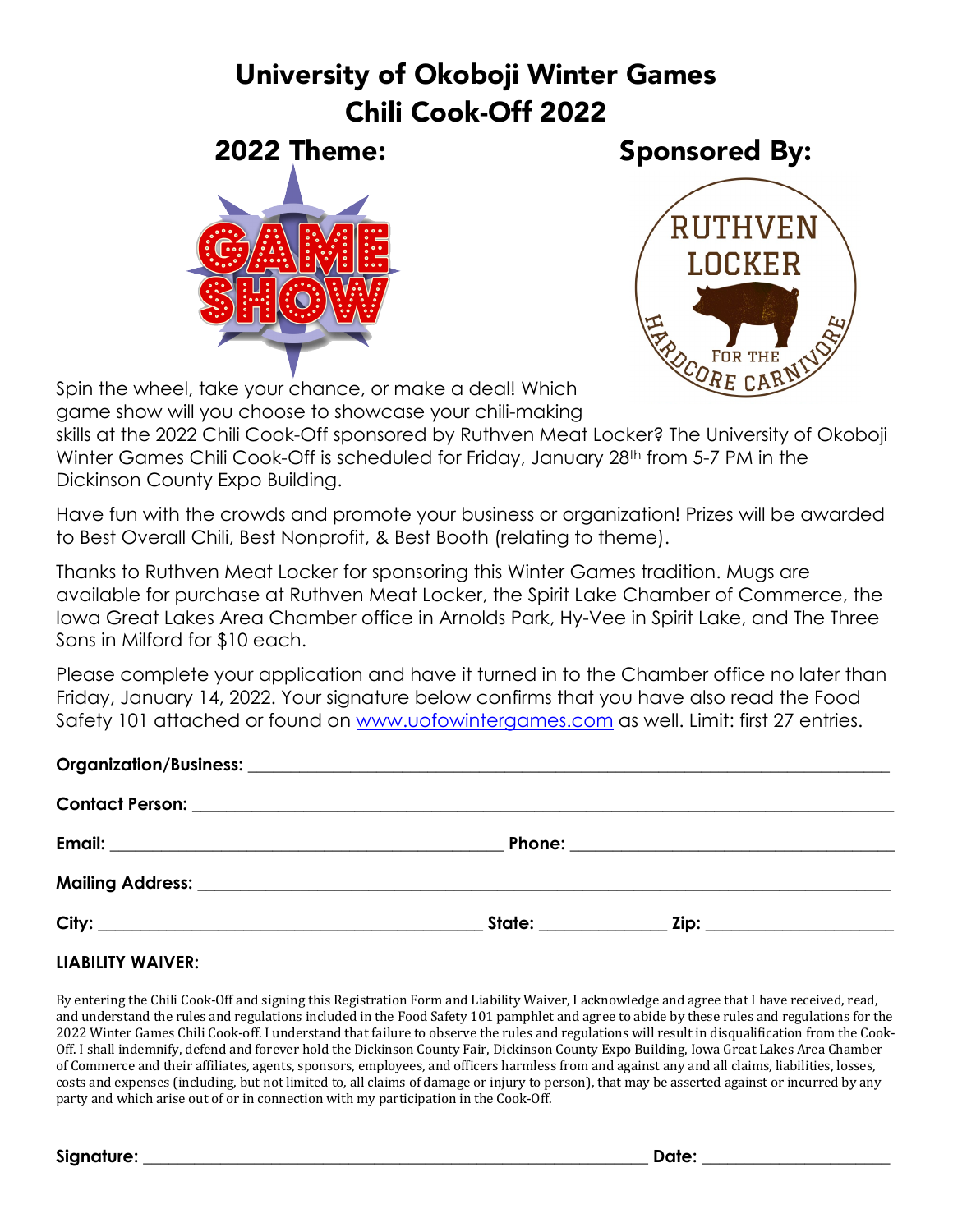# University of Okoboji Winter Games
# Chili Cook-Off 2022

## 2022 Theme:

## Sponsored By:

Spin the wheel, take your chance, or make a deal! Which game show will you choose to showcase your chili-making skills at the 2022 Chili Cook-Off sponsored by Ruthven Meat Locker? The University of Okoboji Winter Games Chili Cook-Off is scheduled for Friday, January 28th from 5-7 PM in the Dickinson County Expo Building.

Have fun with the crowds and promote your business or organization! Prizes will be awarded to Best Overall Chili, Best Nonprofit, & Best Booth (relating to theme).

Thanks to Ruthven Meat Locker for sponsoring this Winter Games tradition. Mugs are available for purchase at Ruthven Meat Locker, the Spirit Lake Chamber of Commerce, the Iowa Great Lakes Area Chamber office in Arnolds Park, Hy-Vee in Spirit Lake, and The Three Sons in Milford for $10 each.

Please complete your application and have it turned in to the Chamber office no later than Friday, January 14, 2022. Your signature below confirms that you have also read the Food Safety 101 attached or found on [www.uofowintergames.com](www.uofowintergames.com) as well. Limit: first 27 entries.

**Organization/Business:** ______________________________

**Contact Person:** ______________________________

**Email:** ______________________ **Phone:** ______________________

**Mailing Address:** ______________________________

**City:** ______________________ **State:** __________ **Zip:** __________

**LIABILITY WAIVER:**

By entering the Chili Cook-Off and signing this Registration Form and Liability Waiver, I acknowledge and agree that I have received, read, and understand the rules and regulations included in the Food Safety 101 pamphlet and agree to abide by these rules and regulations for the 2022 Winter Games Chili Cook-off. I understand that failure to observe the rules and regulations will result in disqualification from the Cook-Off. I shall indemnify, defend and forever hold the Dickinson County Fair, Dickinson County Expo Building, Iowa Great Lakes Area Chamber of Commerce and their affiliates, agents, sponsors, employees, and officers harmless from and against any and all claims, liabilities, losses, costs and expenses (including, but not limited to, all claims of damage or injury to person), that may be asserted against or incurred by any party and which arise out of or in connection with my participation in the Cook-Off.

**Signature:** ______________________________ **Date:** ______________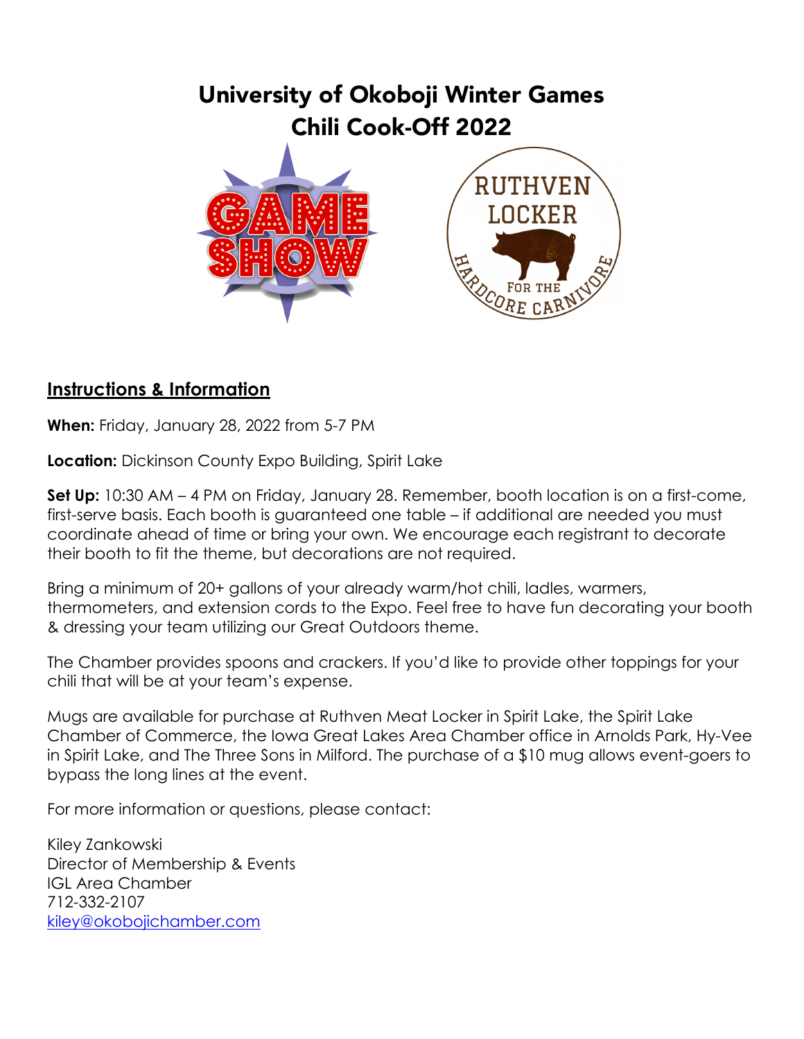# University of Okoboji Winter Games Chili Cook-Off 2022

## Instructions & Information

**When:** Friday, January 28, 2022 from 5-7 PM

**Location:** Dickinson County Expo Building, Spirit Lake

**Set Up:** 10:30 AM – 4 PM on Friday, January 28. Remember, booth location is on a first-come, first-serve basis. Each booth is guaranteed one table – if additional are needed you must coordinate ahead of time or bring your own. We encourage each registrant to decorate their booth to fit the theme, but decorations are not required.

Bring a minimum of 20+ gallons of your already warm/hot chili, ladles, warmers, thermometers, and extension cords to the Expo. Feel free to have fun decorating your booth & dressing your team utilizing our Great Outdoors theme.

The Chamber provides spoons and crackers. If you'd like to provide other toppings for your chili that will be at your team's expense.

Mugs are available for purchase at Ruthven Meat Locker in Spirit Lake, the Spirit Lake Chamber of Commerce, the Iowa Great Lakes Area Chamber office in Arnolds Park, Hy-Vee in Spirit Lake, and The Three Sons in Milford. The purchase of a $10 mug allows event-goers to bypass the long lines at the event.

For more information or questions, please contact:

Kiley Zankowski
Director of Membership & Events
IGL Area Chamber
712-332-2107
kiley@okobojichamber.com